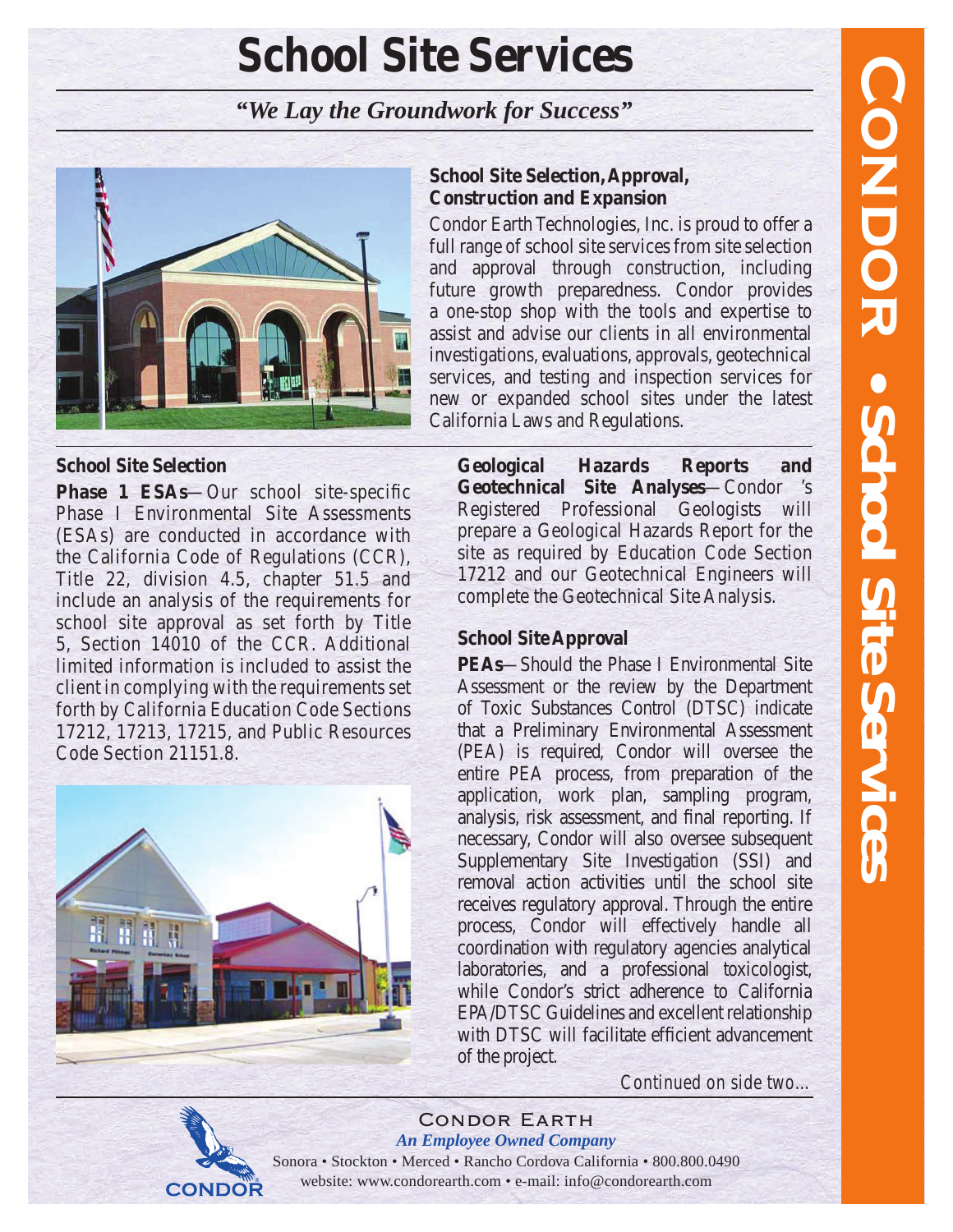# School Site Services

***"We Lay the Groundwork for Success"***

### School Site Selection, Approval, Construction and Expansion

Condor Earth Technologies, Inc. is proud to offer a full range of school site services from site selection and approval through construction, including future growth preparedness. Condor provides a one-stop shop with the tools and expertise to assist and advise our clients in all environmental investigations, evaluations, approvals, geotechnical services, and testing and inspection services for new or expanded school sites under the latest California Laws and Regulations.

### School Site Selection

**Phase 1 ESAs**—Our school site-specific Phase I Environmental Site Assessments (ESAs) are conducted in accordance with the California Code of Regulations (CCR), Title 22, division 4.5, chapter 51.5 and include an analysis of the requirements for school site approval as set forth by Title 5, Section 14010 of the CCR. Additional limited information is included to assist the client in complying with the requirements set forth by California Education Code Sections 17212, 17213, 17215, and Public Resources Code Section 21151.8.

**Geological Hazards Reports and Geotechnical Site Analyses**—Condor's Registered Professional Geologists will prepare a Geological Hazards Report for the site as required by Education Code Section 17212 and our Geotechnical Engineers will complete the Geotechnical Site Analysis.

### School Site Approval

**PEAs**—Should the Phase I Environmental Site Assessment or the review by the Department of Toxic Substances Control (DTSC) indicate that a Preliminary Environmental Assessment (PEA) is required, Condor will oversee the entire PEA process, from preparation of the application, work plan, sampling program, analysis, risk assessment, and final reporting. If necessary, Condor will also oversee subsequent Supplementary Site Investigation (SSI) and removal action activities until the school site receives regulatory approval. Through the entire process, Condor will effectively handle all coordination with regulatory agencies analytical laboratories, and a professional toxicologist, while Condor's strict adherence to California EPA/DTSC Guidelines and excellent relationship with DTSC will facilitate efficient advancement of the project.

*Continued on side two...*

CONDOR EARTH
***An Employee Owned Company***
Sonora • Stockton • Merced • Rancho Cordova California • 800.800.0490
website: www.condorearth.com • e-mail: info@condorearth.com

CONDOR • School Site Services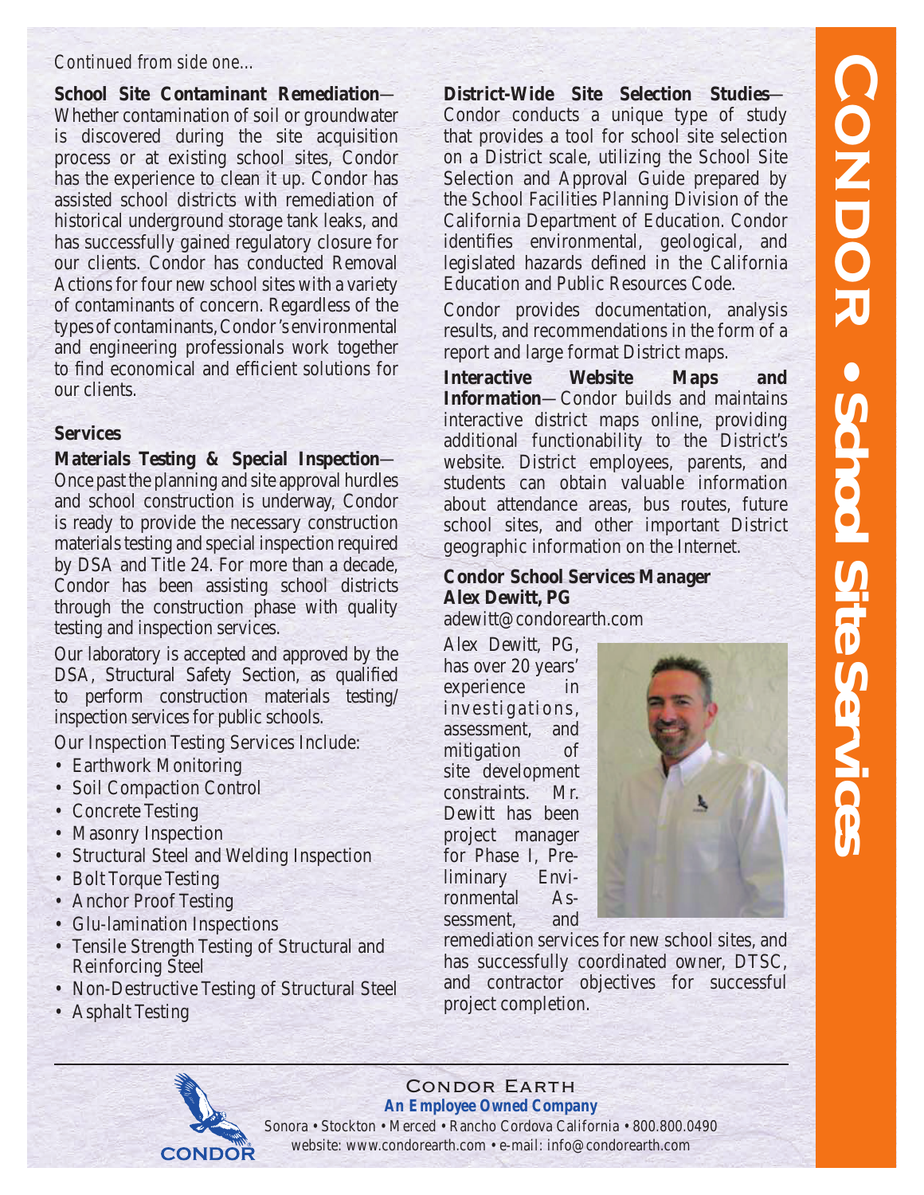*Continued from side one...*

**School Site Contaminant Remediation**—Whether contamination of soil or groundwater is discovered during the site acquisition process or at existing school sites, Condor has the experience to clean it up. Condor has assisted school districts with remediation of historical underground storage tank leaks, and has successfully gained regulatory closure for our clients. Condor has conducted Removal Actions for four new school sites with a variety of contaminants of concern. Regardless of the types of contaminants, Condor's environmental and engineering professionals work together to find economical and efficient solutions for our clients.

## Services

**Materials Testing & Special Inspection**—Once past the planning and site approval hurdles and school construction is underway, Condor is ready to provide the necessary construction materials testing and special inspection required by DSA and Title 24. For more than a decade, Condor has been assisting school districts through the construction phase with quality testing and inspection services.

Our laboratory is accepted and approved by the DSA, Structural Safety Section, as qualified to perform construction materials testing/inspection services for public schools.

Our Inspection Testing Services Include:

- Earthwork Monitoring
- Soil Compaction Control
- Concrete Testing
- Masonry Inspection
- Structural Steel and Welding Inspection
- Bolt Torque Testing
- Anchor Proof Testing
- Glu-lamination Inspections
- Tensile Strength Testing of Structural and Reinforcing Steel
- Non-Destructive Testing of Structural Steel
- Asphalt Testing

**District-Wide Site Selection Studies**—Condor conducts a unique type of study that provides a tool for school site selection on a District scale, utilizing the School Site Selection and Approval Guide prepared by the School Facilities Planning Division of the California Department of Education. Condor identifies environmental, geological, and legislated hazards defined in the California Education and Public Resources Code.

Condor provides documentation, analysis results, and recommendations in the form of a report and large format District maps.

**Interactive Website Maps and Information**—Condor builds and maintains interactive district maps online, providing additional functionality to the District's website. District employees, parents, and students can obtain valuable information about attendance areas, bus routes, future school sites, and other important District geographic information on the Internet.

**Condor School Services Manager**
**Alex Dewitt, PG**
adewitt@condorearth.com

Alex Dewitt, PG, has over 20 years' experience in investigations, assessment, and mitigation of site development constraints. Mr. Dewitt has been project manager for Phase I, Preliminary Environmental Assessment, and remediation services for new school sites, and has successfully coordinated owner, DTSC, and contractor objectives for successful project completion.

CONDOR • School Site Services

CONDOR EARTH
**An Employee Owned Company**
Sonora • Stockton • Merced • Rancho Cordova California • 800.800.0490
website: www.condorearth.com • e-mail: info@condorearth.com